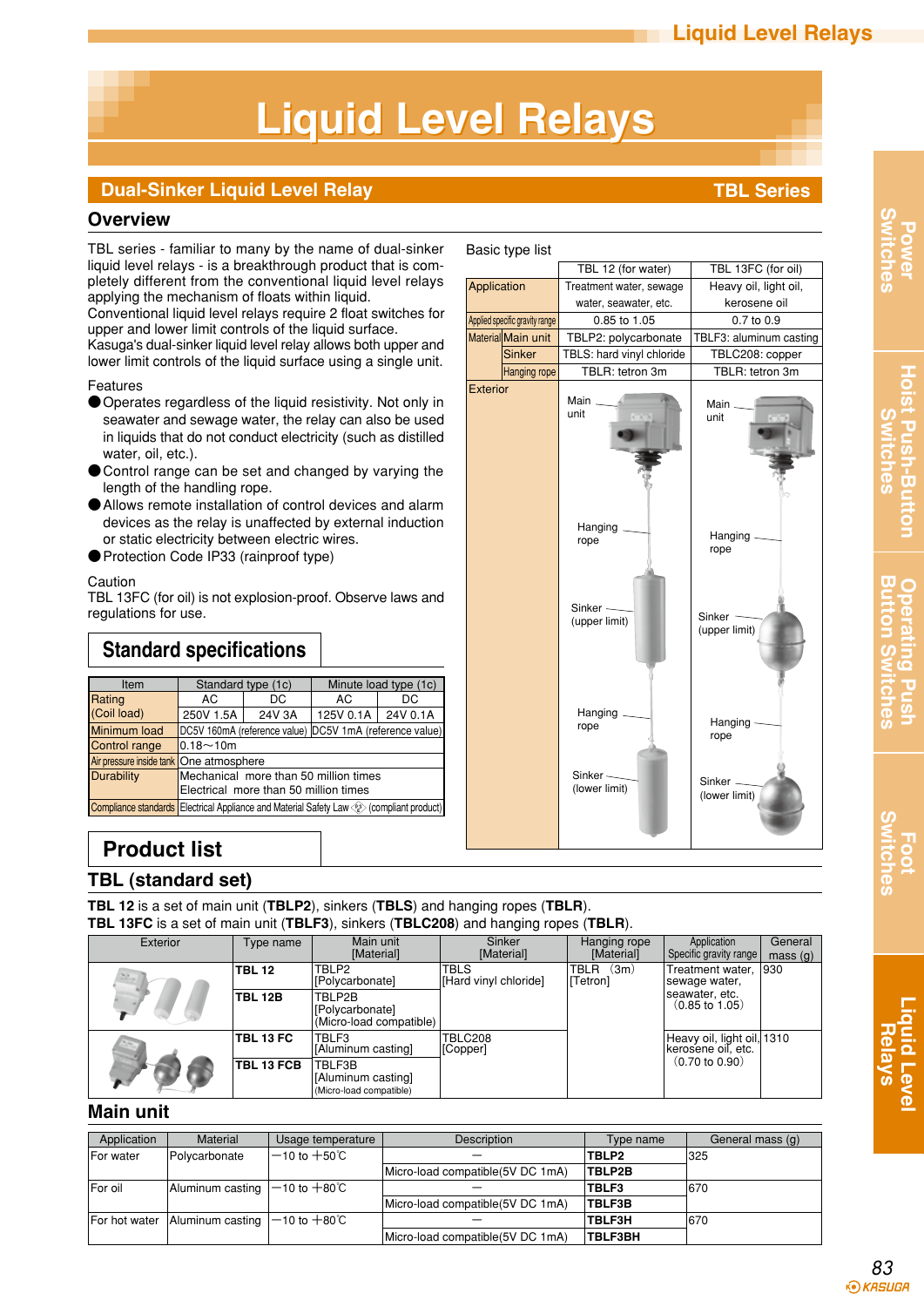# Liquid Level Relays

## Dual-Sinker Liquid Level Relay — TBL Series

### Overview

TBL series - familiar to many by the name of dual-sinker liquid level relays - is a breakthrough product that is completely different from the conventional liquid level relays applying the mechanism of floats within liquid.
Conventional liquid level relays require 2 float switches for upper and lower limit controls of the liquid surface.
Kasuga's dual-sinker liquid level relay allows both upper and lower limit controls of the liquid surface using a single unit.

Features

- Operates regardless of the liquid resistivity. Not only in seawater and sewage water, the relay can also be used in liquids that do not conduct electricity (such as distilled water, oil, etc.).
- Control range can be set and changed by varying the length of the handling rope.
- Allows remote installation of control devices and alarm devices as the relay is unaffected by external induction or static electricity between electric wires.
- Protection Code IP33 (rainproof type)

Caution
TBL 13FC (for oil) is not explosion-proof. Observe laws and regulations for use.

Basic type list

| | | TBL 12 (for water) | TBL 13FC (for oil) |
|---|---|---|---|
| Application | | Treatment water, sewage water, seawater, etc. | Heavy oil, light oil, kerosene oil |
| Applied specific gravity range | | 0.85 to 1.05 | 0.7 to 0.9 |
| Material | Main unit | TBLP2: polycarbonate | TBLF3: aluminum casting |
| | Sinker | TBLS: hard vinyl chloride | TBLC208: copper |
| | Hanging rope | TBLR: tetron 3m | TBLR: tetron 3m |
| Exterior | | Main unit / Hanging rope / Sinker (upper limit) / Hanging rope / Sinker (lower limit) | Main unit / Hanging rope / Sinker (upper limit) / Hanging rope / Sinker (lower limit) |

## Standard specifications

| Item | Standard type (1c) | | Minute load type (1c) | |
|---|---|---|---|---|
| Rating (Coil load) | AC | DC | AC | DC |
| | 250V 1.5A | 24V 3A | 125V 0.1A | 24V 0.1A |
| Minimum load | DC5V 160mA (reference value) | | DC5V 1mA (reference value) | |
| Control range | 0.18～10m | | | |
| Air pressure inside tank | One atmosphere | | | |
| Durability | Mechanical more than 50 million times<br>Electrical more than 50 million times | | | |
| Compliance standards | Electrical Appliance and Material Safety Law (PSE) (compliant product) | | | |

## Product list

### TBL (standard set)

**TBL 12** is a set of main unit (**TBLP2**), sinkers (**TBLS**) and hanging ropes (**TBLR**).
**TBL 13FC** is a set of main unit (**TBLF3**), sinkers (**TBLC208**) and hanging ropes (**TBLR**).

| Exterior | Type name | Main unit [Material] | Sinker [Material] | Hanging rope [Material] | Application Specific gravity range | General mass (g) |
|---|---|---|---|---|---|---|
| | **TBL 12** | TBLP2 [Polycarbonate] | TBLS [Hard vinyl chloride] | TBLR (3m) [Tetron] | Treatment water, sewage water, seawater, etc. (0.85 to 1.05) | 930 |
| | **TBL 12B** | TBLP2B [Polycarbonate] (Micro-load compatible) | | | | |
| | **TBL 13 FC** | TBLF3 [Aluminum casting] | TBLC208 [Copper] | | Heavy oil, light oil, kerosene oil, etc. (0.70 to 0.90) | 1310 |
| | **TBL 13 FCB** | TBLF3B [Aluminum casting] (Micro-load compatible) | | | | |

### Main unit

| Application | Material | Usage temperature | Description | Type name | General mass (g) |
|---|---|---|---|---|---|
| For water | Polycarbonate | −10 to +50℃ | − | **TBLP2** | 325 |
| | | | Micro-load compatible(5V DC 1mA) | **TBLP2B** | |
| For oil | Aluminum casting | −10 to +80℃ | − | **TBLF3** | 670 |
| | | | Micro-load compatible(5V DC 1mA) | **TBLF3B** | |
| For hot water | Aluminum casting | −10 to +80℃ | − | **TBLF3H** | 670 |
| | | | Micro-load compatible(5V DC 1mA) | **TBLF3BH** | |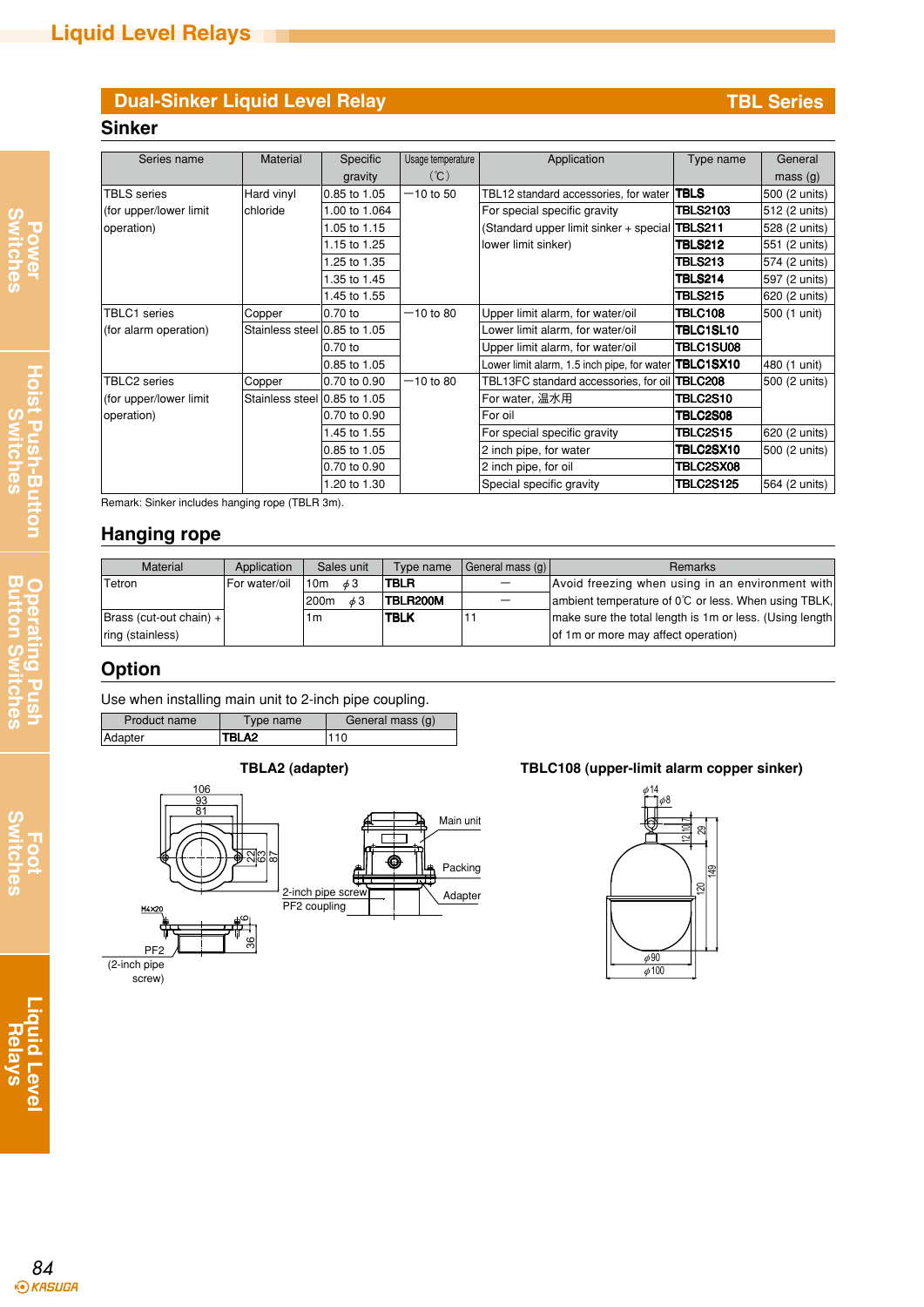## Dual-Sinker Liquid Level Relay — TBL Series

### Sinker

| Series name | Material | Specific gravity | Usage temperature (℃) | Application | Type name | General mass (g) |
|---|---|---|---|---|---|---|
| TBLS series (for upper/lower limit operation) | Hard vinyl chloride | 0.85 to 1.05 | −10 to 50 | TBL12 standard accessories, for water | **TBLS** | 500 (2 units) |
| | | 1.00 to 1.064 | | For special specific gravity (Standard upper limit sinker + special lower limit sinker) | **TBLS2103** | 512 (2 units) |
| | | 1.05 to 1.15 | | | **TBLS211** | 528 (2 units) |
| | | 1.15 to 1.25 | | | **TBLS212** | 551 (2 units) |
| | | 1.25 to 1.35 | | | **TBLS213** | 574 (2 units) |
| | | 1.35 to 1.45 | | | **TBLS214** | 597 (2 units) |
| | | 1.45 to 1.55 | | | **TBLS215** | 620 (2 units) |
| TBLC1 series (for alarm operation) | Copper | 0.70 to | −10 to 80 | Upper limit alarm, for water/oil | **TBLC108** | 500 (1 unit) |
| | Stainless steel | 0.85 to 1.05 | | Lower limit alarm, for water/oil | **TBLC1SL10** | |
| | | 0.70 to | | Upper limit alarm, for water/oil | **TBLC1SU08** | |
| | | 0.85 to 1.05 | | Lower limit alarm, 1.5 inch pipe, for water | **TBLC1SX10** | 480 (1 unit) |
| TBLC2 series (for upper/lower limit operation) | Copper | 0.70 to 0.90 | −10 to 80 | TBL13FC standard accessories, for oil | **TBLC208** | 500 (2 units) |
| | Stainless steel | 0.85 to 1.05 | | For water, 温水用 | **TBLC2S10** | |
| | | 0.70 to 0.90 | | For oil | **TBLC2S08** | |
| | | 1.45 to 1.55 | | For special specific gravity | **TBLC2S15** | 620 (2 units) |
| | | 0.85 to 1.05 | | 2 inch pipe, for water | **TBLC2SX10** | 500 (2 units) |
| | | 0.70 to 0.90 | | 2 inch pipe, for oil | **TBLC2SX08** | |
| | | 1.20 to 1.30 | | Special specific gravity | **TBLC2S125** | 564 (2 units) |

Remark: Sinker includes hanging rope (TBLR 3m).

### Hanging rope

| Material | Application | Sales unit | Type name | General mass (g) | Remarks |
|---|---|---|---|---|---|
| Tetron | For water/oil | 10m φ3 | **TBLR** | — | Avoid freezing when using in an environment with ambient temperature of 0℃ or less. When using TBLK, make sure the total length is 1m or less. (Using length of 1m or more may affect operation) |
| | | 200m φ3 | **TBLR200M** | — | |
| Brass (cut-out chain) + ring (stainless) | | 1m | **TBLK** | 11 | |

### Option

Use when installing main unit to 2-inch pipe coupling.

| Product name | Type name | General mass (g) |
|---|---|---|
| Adapter | **TBLA2** | 110 |

**TBLA2 (adapter)**

106, 93, 81, 22, 63, 87, M4×20, 6, 36, PF2 (2-inch pipe screw)

Main unit, Packing, Adapter, 2-inch pipe screw PF2 coupling

**TBLC108 (upper-limit alarm copper sinker)**

φ14, φ8, 12, 10, 7, 29, 120, 149, φ90, φ100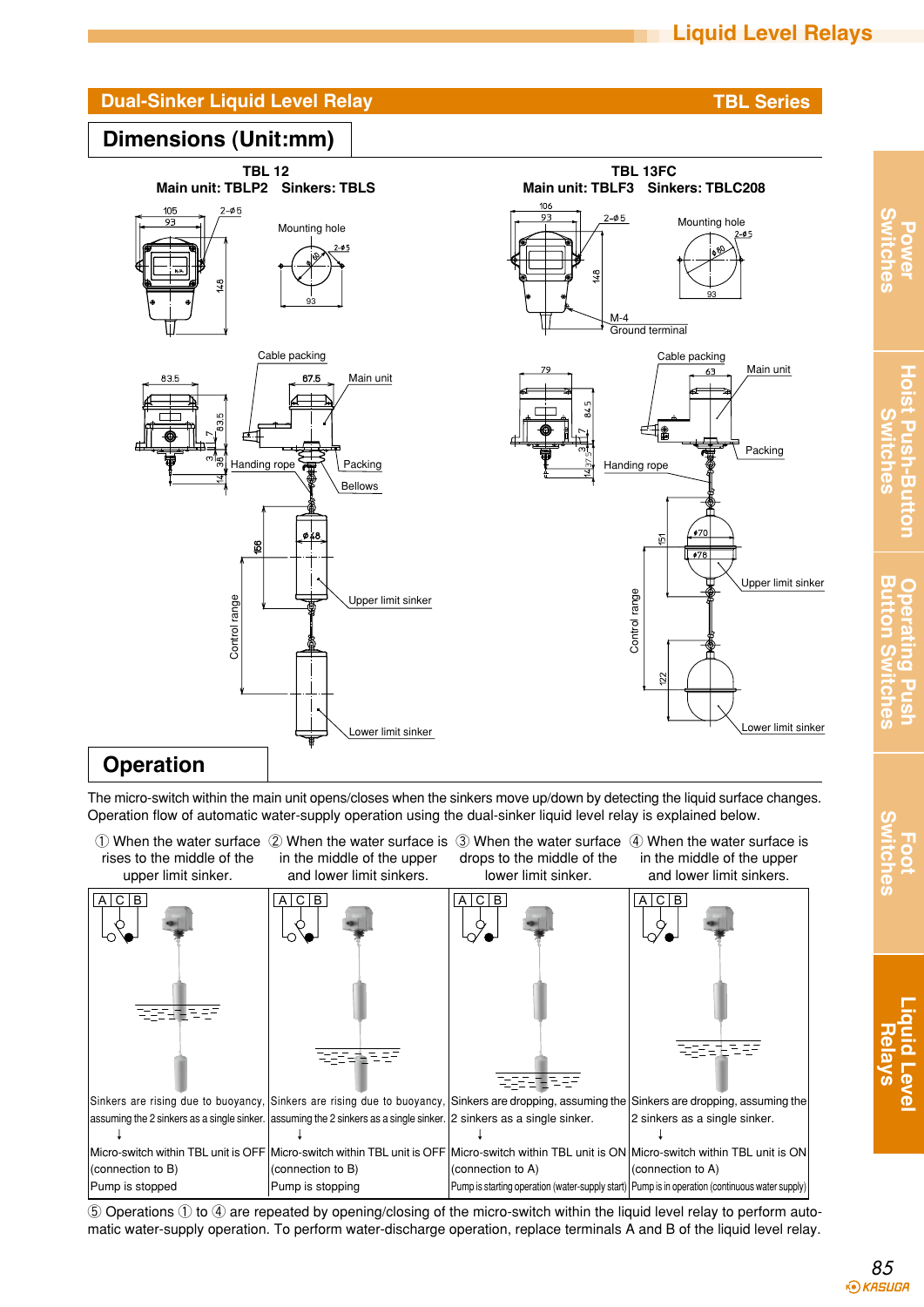## Dual-Sinker Liquid Level Relay — TBL Series

## Dimensions (Unit:mm)

**TBL 12**
**Main unit: TBLP2 Sinkers: TBLS**

**TBL 13FC**
**Main unit: TBLF3 Sinkers: TBLC208**

## Operation

The micro-switch within the main unit opens/closes when the sinkers move up/down by detecting the liquid surface changes. Operation flow of automatic water-supply operation using the dual-sinker liquid level relay is explained below.

| ① When the water surface rises to the middle of the upper limit sinker. | ② When the water surface is in the middle of the upper and lower limit sinkers. | ③ When the water surface drops to the middle of the lower limit sinker. | ④ When the water surface is in the middle of the upper and lower limit sinkers. |
|---|---|---|---|
| Sinkers are rising due to buoyancy, assuming the 2 sinkers as a single sinker. ↓ Micro-switch within TBL unit is OFF (connection to B) Pump is stopped | Sinkers are rising due to buoyancy, assuming the 2 sinkers as a single sinker. ↓ Micro-switch within TBL unit is OFF (connection to B) Pump is stopping | Sinkers are dropping, assuming the 2 sinkers as a single sinker. ↓ Micro-switch within TBL unit is ON (connection to A) Pump is starting operation (water-supply start) | Sinkers are dropping, assuming the 2 sinkers as a single sinker. ↓ Micro-switch within TBL unit is ON (connection to A) Pump is in operation (continuous water supply) |

⑤ Operations ① to ④ are repeated by opening/closing of the micro-switch within the liquid level relay to perform automatic water-supply operation. To perform water-discharge operation, replace terminals A and B of the liquid level relay.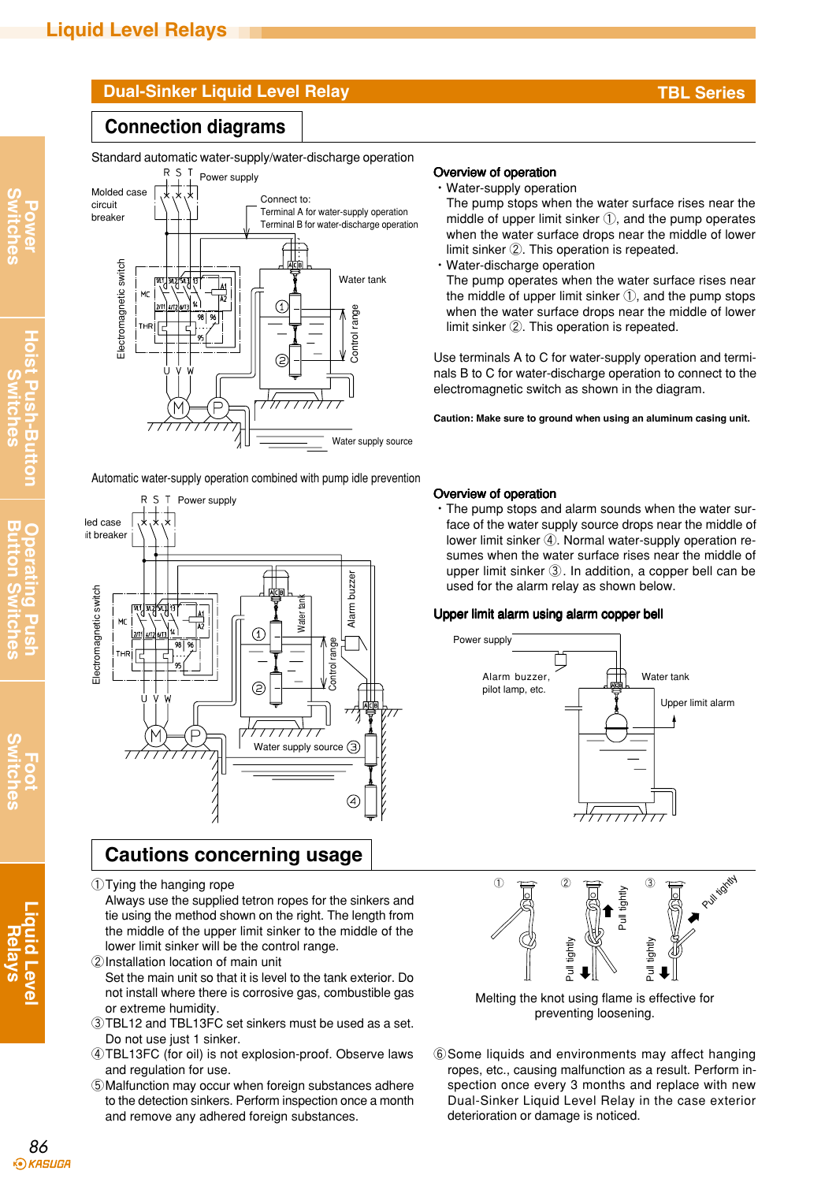## Dual-Sinker Liquid Level Relay — TBL Series

## Connection diagrams

Standard automatic water-supply/water-discharge operation

### Overview of operation

- Water-supply operation
  The pump stops when the water surface rises near the middle of upper limit sinker ①, and the pump operates when the water surface drops near the middle of lower limit sinker ②. This operation is repeated.
- Water-discharge operation
  The pump operates when the water surface rises near the middle of upper limit sinker ①, and the pump stops when the water surface drops near the middle of lower limit sinker ②. This operation is repeated.

Use terminals A to C for water-supply operation and terminals B to C for water-discharge operation to connect to the electromagnetic switch as shown in the diagram.

**Caution: Make sure to ground when using an aluminum casing unit.**

Automatic water-supply operation combined with pump idle prevention

### Overview of operation

- The pump stops and alarm sounds when the water surface of the water supply source drops near the middle of lower limit sinker ④. Normal water-supply operation resumes when the water surface rises near the middle of upper limit sinker ③. In addition, a copper bell can be used for the alarm relay as shown below.

### Upper limit alarm using alarm copper bell

## Cautions concerning usage

①Tying the hanging rope
Always use the supplied tetron ropes for the sinkers and tie using the method shown on the right. The length from the middle of the upper limit sinker to the middle of the lower limit sinker will be the control range.

②Installation location of main unit
Set the main unit so that it is level to the tank exterior. Do not install where there is corrosive gas, combustible gas or extreme humidity.

③TBL12 and TBL13FC set sinkers must be used as a set. Do not use just 1 sinker.

④TBL13FC (for oil) is not explosion-proof. Observe laws and regulation for use.

⑤Malfunction may occur when foreign substances adhere to the detection sinkers. Perform inspection once a month and remove any adhered foreign substances.

Melting the knot using flame is effective for preventing loosening.

⑥Some liquids and environments may affect hanging ropes, etc., causing malfunction as a result. Perform inspection once every 3 months and replace with new Dual-Sinker Liquid Level Relay in the case exterior deterioration or damage is noticed.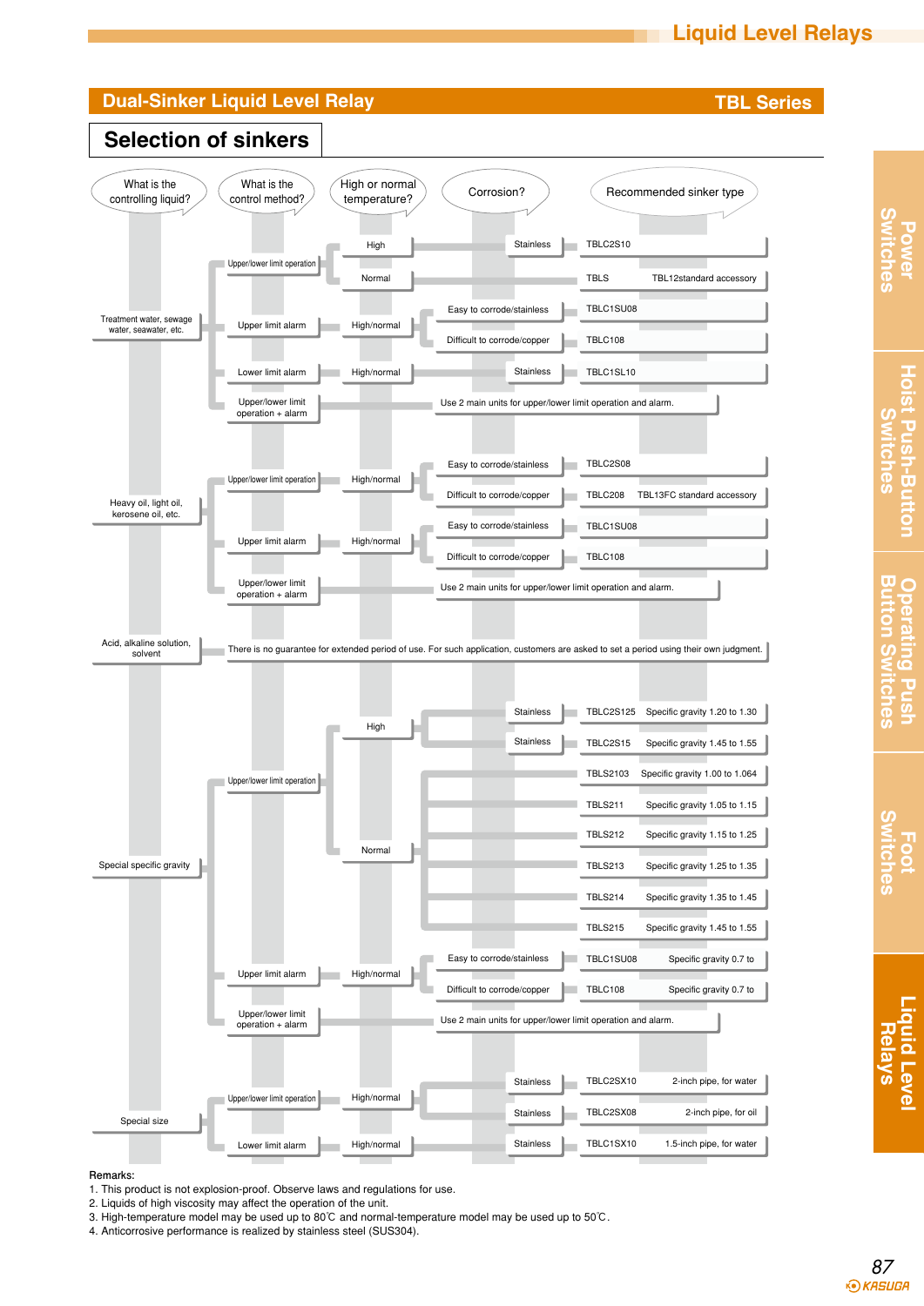## Dual-Sinker Liquid Level Relay — TBL Series

### Selection of sinkers

| What is the controlling liquid? | What is the control method? | High or normal temperature? | Corrosion? | Recommended sinker type | |
|---|---|---|---|---|---|
| Treatment water, sewage water, seawater, etc. | Upper/lower limit operation | High | Stainless | TBLC2S10 | |
| | | Normal | | TBLS | TBL12standard accessory |
| | Upper limit alarm | High/normal | Easy to corrode/stainless | TBLC1SU08 | |
| | | | Difficult to corrode/copper | TBLC108 | |
| | Lower limit alarm | High/normal | Stainless | TBLC1SL10 | |
| | Upper/lower limit operation + alarm | Use 2 main units for upper/lower limit operation and alarm. | | | |
| Heavy oil, light oil, kerosene oil, etc. | Upper/lower limit operation | High/normal | Easy to corrode/stainless | TBLC2S08 | |
| | | | Difficult to corrode/copper | TBLC208 | TBL13FC standard accessory |
| | Upper limit alarm | High/normal | Easy to corrode/stainless | TBLC1SU08 | |
| | | | Difficult to corrode/copper | TBLC108 | |
| | Upper/lower limit operation + alarm | Use 2 main units for upper/lower limit operation and alarm. | | | |
| Acid, alkaline solution, solvent | There is no guarantee for extended period of use. For such application, customers are asked to set a period using their own judgment. | | | | |
| Special specific gravity | Upper/lower limit operation | High | Stainless | TBLC2S125 | Specific gravity 1.20 to 1.30 |
| | | | Stainless | TBLC2S15 | Specific gravity 1.45 to 1.55 |
| | | Normal | | TBLS2103 | Specific gravity 1.00 to 1.064 |
| | | | | TBLS211 | Specific gravity 1.05 to 1.15 |
| | | | | TBLS212 | Specific gravity 1.15 to 1.25 |
| | | | | TBLS213 | Specific gravity 1.25 to 1.35 |
| | | | | TBLS214 | Specific gravity 1.35 to 1.45 |
| | | | | TBLS215 | Specific gravity 1.45 to 1.55 |
| | Upper limit alarm | High/normal | Easy to corrode/stainless | TBLC1SU08 | Specific gravity 0.7 to |
| | | | Difficult to corrode/copper | TBLC108 | Specific gravity 0.7 to |
| | Upper/lower limit operation + alarm | Use 2 main units for upper/lower limit operation and alarm. | | | |
| Special size | Upper/lower limit operation | High/normal | Stainless | TBLC2SX10 | 2-inch pipe, for water |
| | | | Stainless | TBLC2SX08 | 2-inch pipe, for oil |
| | Lower limit alarm | High/normal | Stainless | TBLC1SX10 | 1.5-inch pipe, for water |

Remarks:
1. This product is not explosion-proof. Observe laws and regulations for use.
2. Liquids of high viscosity may affect the operation of the unit.
3. High-temperature model may be used up to 80℃ and normal-temperature model may be used up to 50℃.
4. Anticorrosive performance is realized by stainless steel (SUS304).